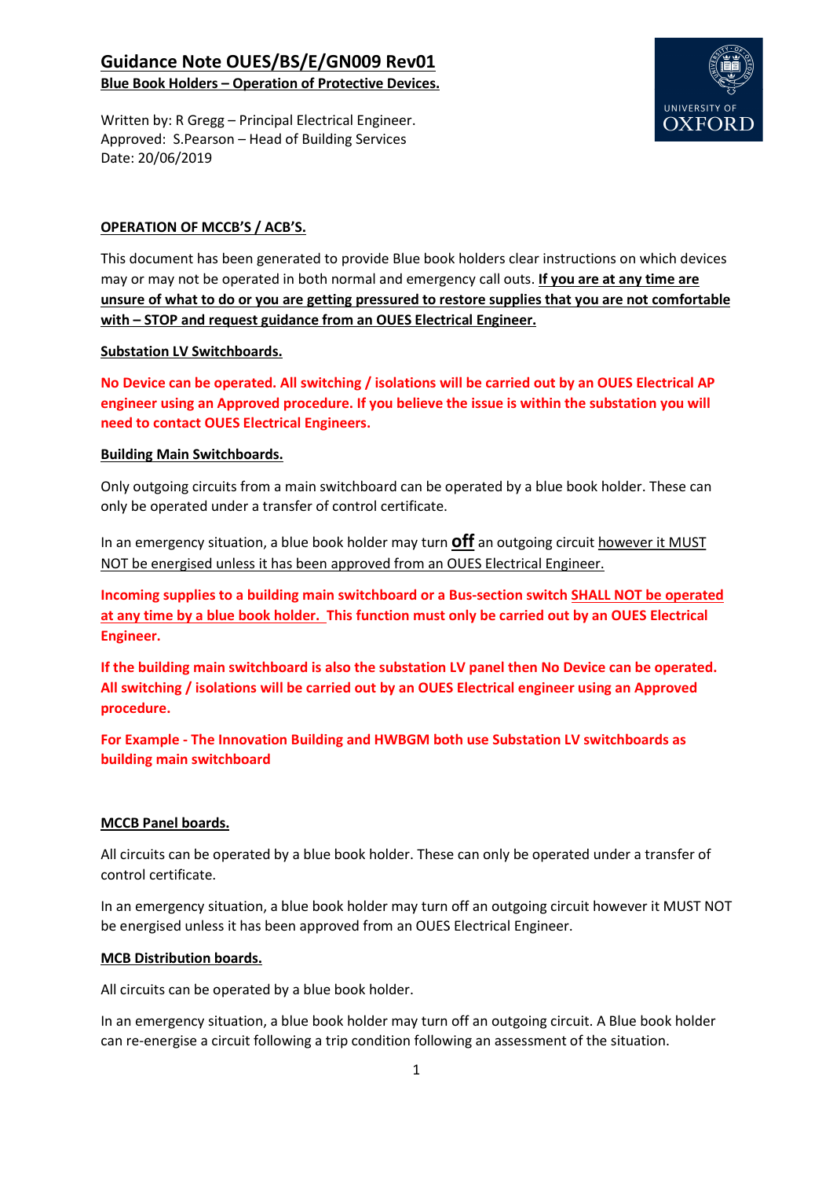# Guidance Note OUES/BS/E/GN009 Rev01

**Blue Book Holders – Operation of Protective Devices.**

Written by: R Gregg – Principal Electrical Engineer.
Approved: S.Pearson – Head of Building Services
Date: 20/06/2019

## OPERATION OF MCCB'S / ACB'S.

This document has been generated to provide Blue book holders clear instructions on which devices may or may not be operated in both normal and emergency call outs. **If you are at any time are unsure of what to do or you are getting pressured to restore supplies that you are not comfortable with – STOP and request guidance from an OUES Electrical Engineer.**

### Substation LV Switchboards.

**No Device can be operated. All switching / isolations will be carried out by an OUES Electrical AP engineer using an Approved procedure. If you believe the issue is within the substation you will need to contact OUES Electrical Engineers.**

### Building Main Switchboards.

Only outgoing circuits from a main switchboard can be operated by a blue book holder. These can only be operated under a transfer of control certificate.

In an emergency situation, a blue book holder may turn **off** an outgoing circuit however it MUST NOT be energised unless it has been approved from an OUES Electrical Engineer.

**Incoming supplies to a building main switchboard or a Bus-section switch SHALL NOT be operated at any time by a blue book holder. This function must only be carried out by an OUES Electrical Engineer.**

**If the building main switchboard is also the substation LV panel then No Device can be operated. All switching / isolations will be carried out by an OUES Electrical engineer using an Approved procedure.**

**For Example - The Innovation Building and HWBGM both use Substation LV switchboards as building main switchboard**

### MCCB Panel boards.

All circuits can be operated by a blue book holder. These can only be operated under a transfer of control certificate.

In an emergency situation, a blue book holder may turn off an outgoing circuit however it MUST NOT be energised unless it has been approved from an OUES Electrical Engineer.

### MCB Distribution boards.

All circuits can be operated by a blue book holder.

In an emergency situation, a blue book holder may turn off an outgoing circuit. A Blue book holder can re-energise a circuit following a trip condition following an assessment of the situation.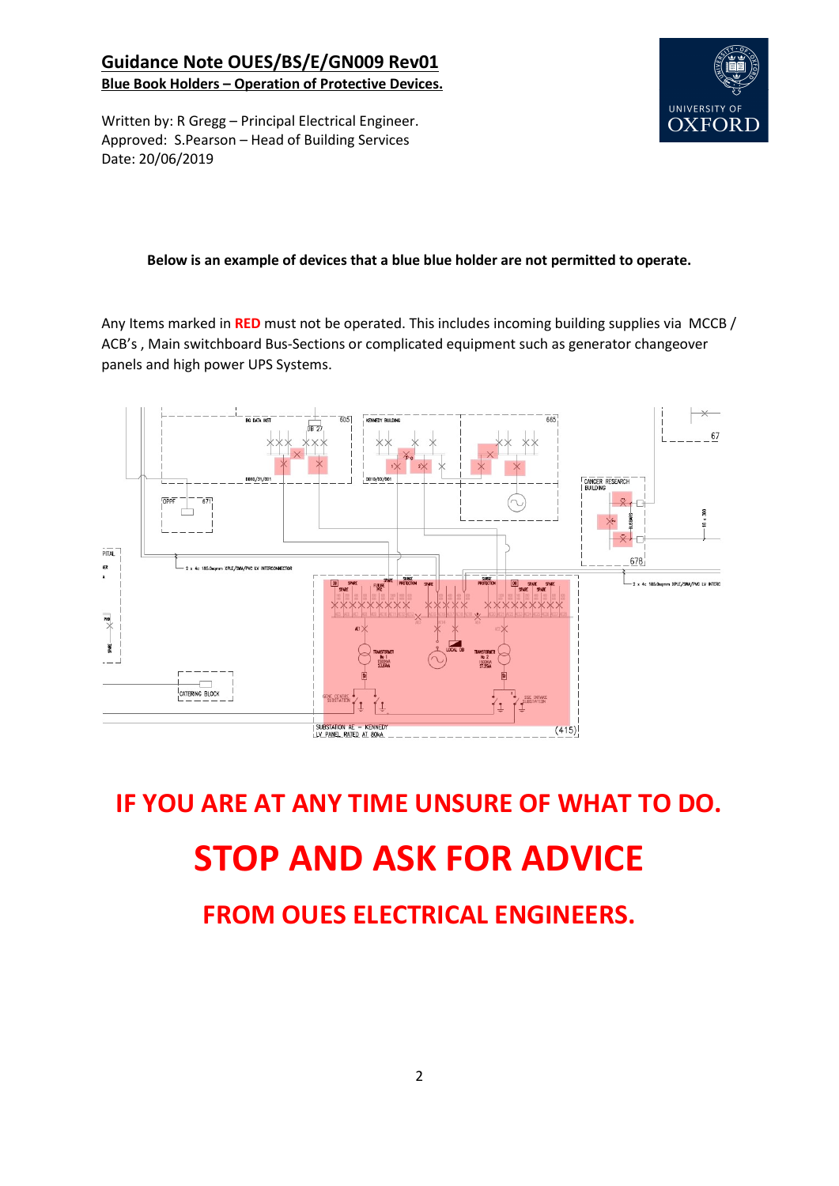# Guidance Note OUES/BS/E/GN009 Rev01

**Blue Book Holders – Operation of Protective Devices.**

Written by: R Gregg – Principal Electrical Engineer.
Approved: S.Pearson – Head of Building Services
Date: 20/06/2019

**Below is an example of devices that a blue blue holder are not permitted to operate.**

Any Items marked in **RED** must not be operated. This includes incoming building supplies via MCCB / ACB's , Main switchboard Bus-Sections or complicated equipment such as generator changeover panels and high power UPS Systems.

BG DATA INST
DB 27
605
DB10/31/201
KENNEDY BUILDING
665
DB10/33/901
67
OPPF
671
CANCER RESEARCH BUILDING
678
2 x 4c 185.0sqmm XPLE/SWA/PVC LV INTERCONNECTOR
2 x 4c 185.0sqmm XPLE/SWA/PVC LV INTERC
CATERING BLOCK
LOCAL DB
TRANSFORMER No 1
TRANSFORMER No 2
SUBSTATION AE – KENNEDY
LV PANEL RATED AT 80KA
(415)

## IF YOU ARE AT ANY TIME UNSURE OF WHAT TO DO.

# STOP AND ASK FOR ADVICE

## FROM OUES ELECTRICAL ENGINEERS.